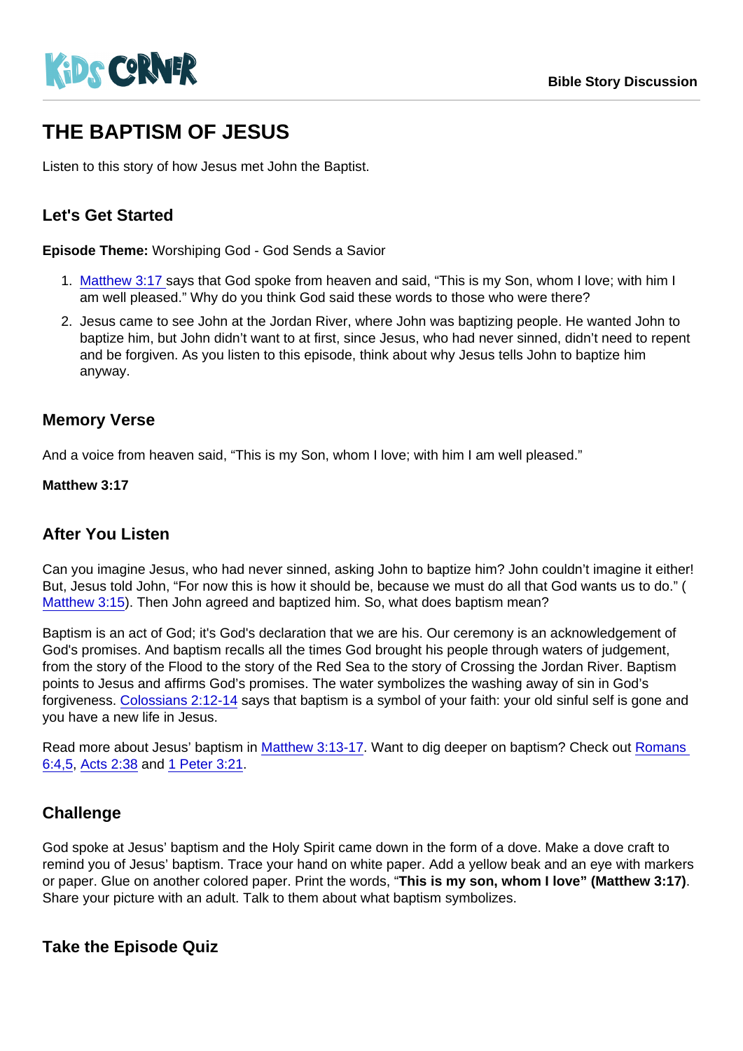KiDS CORNER

Bible Story Discussion

# THE BAPTISM OF JESUS

Listen to this story of how Jesus met John the Baptist.

## Let's Get Started

**Episode Theme:** Worshiping God - God Sends a Savior

1. Matthew 3:17 says that God spoke from heaven and said, “This is my Son, whom I love; with him I am well pleased.” Why do you think God said these words to those who were there?
2. Jesus came to see John at the Jordan River, where John was baptizing people. He wanted John to baptize him, but John didn’t want to at first, since Jesus, who had never sinned, didn’t need to repent and be forgiven. As you listen to this episode, think about why Jesus tells John to baptize him anyway.

## Memory Verse

And a voice from heaven said, “This is my Son, whom I love; with him I am well pleased.”

**Matthew 3:17**

## After You Listen

Can you imagine Jesus, who had never sinned, asking John to baptize him? John couldn’t imagine it either! But, Jesus told John, “For now this is how it should be, because we must do all that God wants us to do.” ( Matthew 3:15). Then John agreed and baptized him. So, what does baptism mean?

Baptism is an act of God; it's God's declaration that we are his. Our ceremony is an acknowledgement of God's promises. And baptism recalls all the times God brought his people through waters of judgement, from the story of the Flood to the story of the Red Sea to the story of Crossing the Jordan River. Baptism points to Jesus and affirms God’s promises. The water symbolizes the washing away of sin in God’s forgiveness. Colossians 2:12-14 says that baptism is a symbol of your faith: your old sinful self is gone and you have a new life in Jesus.

Read more about Jesus’ baptism in Matthew 3:13-17. Want to dig deeper on baptism? Check out Romans 6:4,5, Acts 2:38 and 1 Peter 3:21.

## Challenge

God spoke at Jesus’ baptism and the Holy Spirit came down in the form of a dove. Make a dove craft to remind you of Jesus’ baptism. Trace your hand on white paper. Add a yellow beak and an eye with markers or paper. Glue on another colored paper. Print the words, “**This is my son, whom I love” (Matthew 3:17)**. Share your picture with an adult. Talk to them about what baptism symbolizes.

## Take the Episode Quiz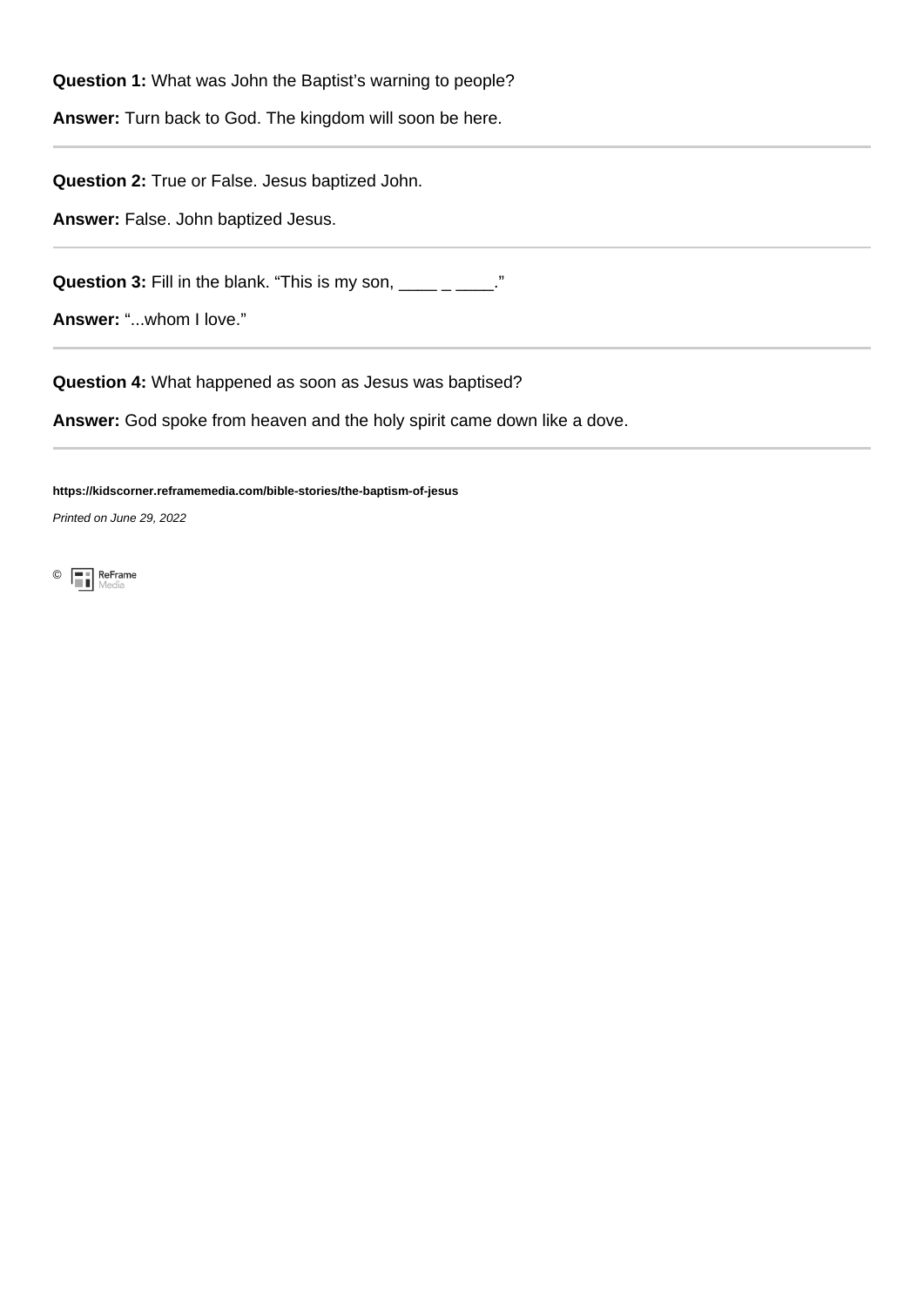**Question 1:** What was John the Baptist’s warning to people?

**Answer:** Turn back to God. The kingdom will soon be here.

---

**Question 2:** True or False. Jesus baptized John.

**Answer:** False. John baptized Jesus.

---

**Question 3:** Fill in the blank. “This is my son, ____ _ ____.”

**Answer:** “...whom I love.”

---

**Question 4:** What happened as soon as Jesus was baptised?

**Answer:** God spoke from heaven and the holy spirit came down like a dove.

---

**https://kidscorner.reframemedia.com/bible-stories/the-baptism-of-jesus**

*Printed on June 29, 2022*

© ReFrame Media